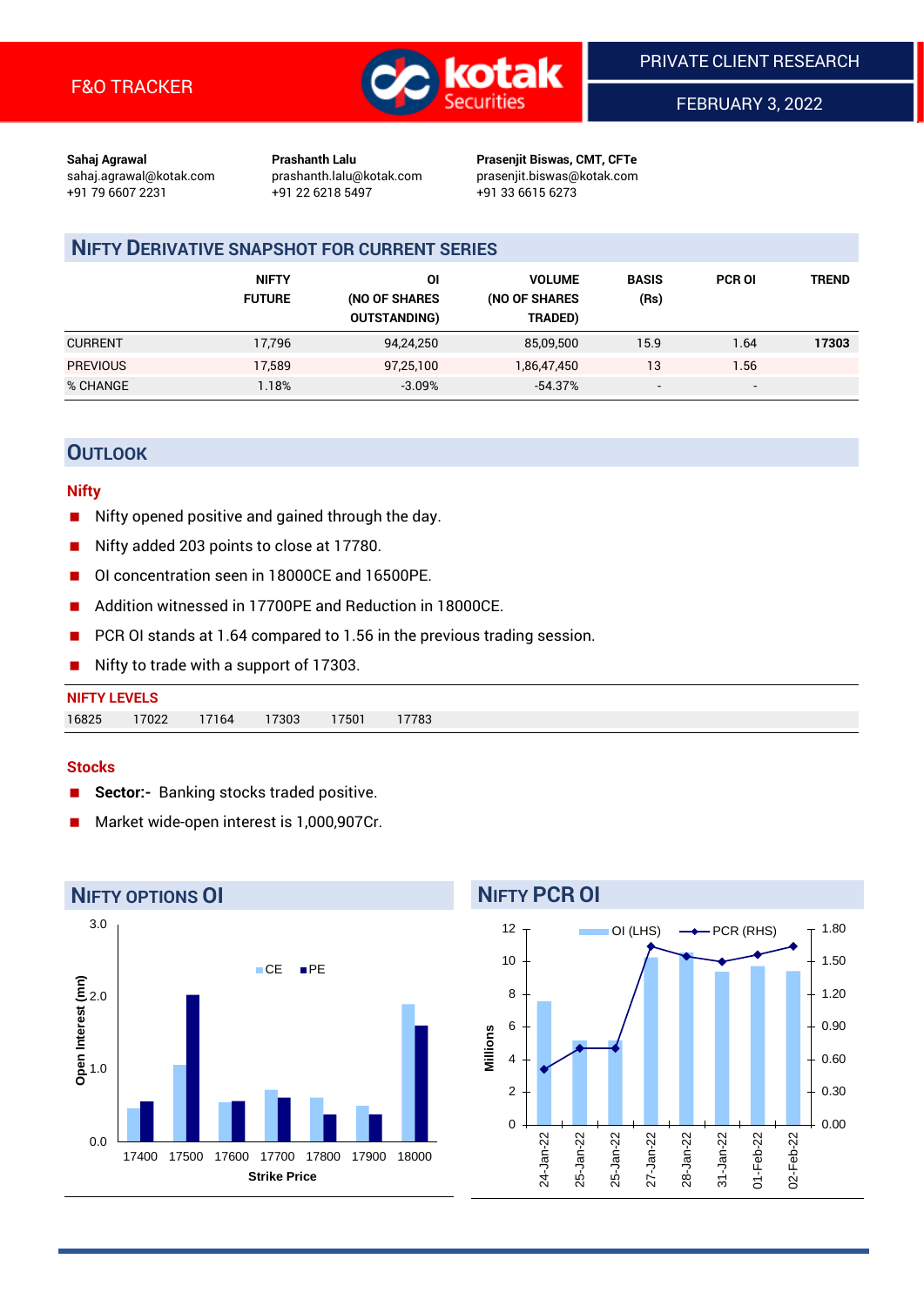F&O TRACKER

PRIVATE CLIENT RESEARCH

FEBRUARY 3, 2022

**Sahaj Agrawal**
sahaj.agrawal@kotak.com
+91 79 6607 2231

**Prashanth Lalu**
prashanth.lalu@kotak.com
+91 22 6218 5497

**Prasenjit Biswas, CMT, CFTe**
prasenjit.biswas@kotak.com
+91 33 6615 6273

## NIFTY DERIVATIVE SNAPSHOT FOR CURRENT SERIES

| | NIFTY FUTURE | OI (NO OF SHARES OUTSTANDING) | VOLUME (NO OF SHARES TRADED) | BASIS (Rs) | PCR OI | TREND |
|---|---|---|---|---|---|---|
| CURRENT | 17,796 | 94,24,250 | 85,09,500 | 15.9 | 1.64 | **17303** |
| PREVIOUS | 17,589 | 97,25,100 | 1,86,47,450 | 13 | 1.56 | |
| % CHANGE | 1.18% | -3.09% | -54.37% | - | - | |

## OUTLOOK

### Nifty

- Nifty opened positive and gained through the day.
- Nifty added 203 points to close at 17780.
- OI concentration seen in 18000CE and 16500PE.
- Addition witnessed in 17700PE and Reduction in 18000CE.
- PCR OI stands at 1.64 compared to 1.56 in the previous trading session.
- Nifty to trade with a support of 17303.

**NIFTY LEVELS**

| 16825 | 17022 | 17164 | 17303 | 17501 | 17783 |
|---|---|---|---|---|---|

### Stocks

- **Sector:-** Banking stocks traded positive.
- Market wide-open interest is 1,000,907Cr.

## NIFTY OPTIONS OI

## NIFTY PCR OI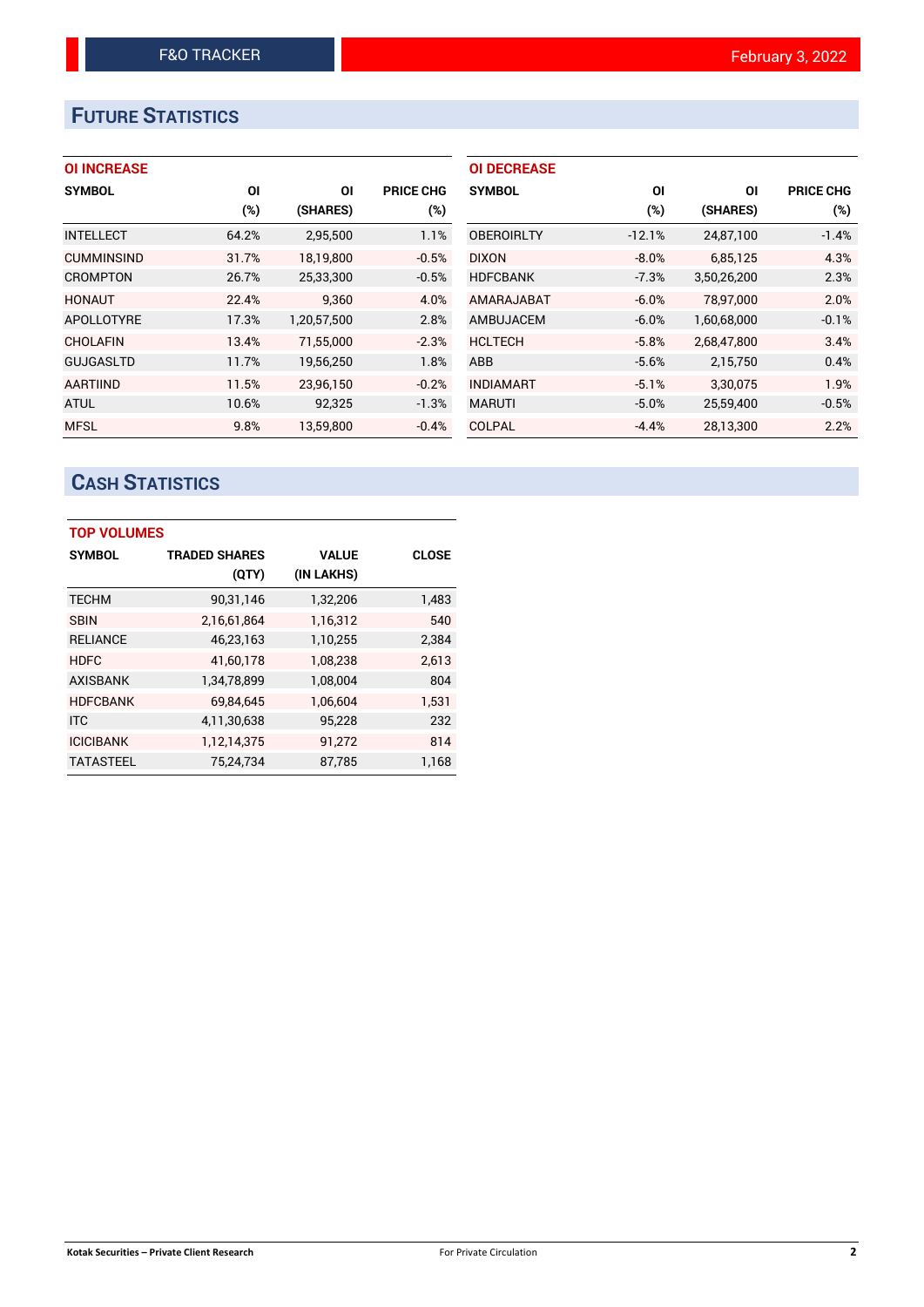# Future Statistics

### OI INCREASE

| SYMBOL | OI (%) | OI (SHARES) | PRICE CHG (%) |
|---|---|---|---|
| INTELLECT | 64.2% | 2,95,500 | 1.1% |
| CUMMINSIND | 31.7% | 18,19,800 | -0.5% |
| CROMPTON | 26.7% | 25,33,300 | -0.5% |
| HONAUT | 22.4% | 9,360 | 4.0% |
| APOLLOTYRE | 17.3% | 1,20,57,500 | 2.8% |
| CHOLAFIN | 13.4% | 71,55,000 | -2.3% |
| GUJGASLTD | 11.7% | 19,56,250 | 1.8% |
| AARTIIND | 11.5% | 23,96,150 | -0.2% |
| ATUL | 10.6% | 92,325 | -1.3% |
| MFSL | 9.8% | 13,59,800 | -0.4% |

### OI DECREASE

| SYMBOL | OI (%) | OI (SHARES) | PRICE CHG (%) |
|---|---|---|---|
| OBEROIRLTY | -12.1% | 24,87,100 | -1.4% |
| DIXON | -8.0% | 6,85,125 | 4.3% |
| HDFCBANK | -7.3% | 3,50,26,200 | 2.3% |
| AMARAJABAT | -6.0% | 78,97,000 | 2.0% |
| AMBUJACEM | -6.0% | 1,60,68,000 | -0.1% |
| HCLTECH | -5.8% | 2,68,47,800 | 3.4% |
| ABB | -5.6% | 2,15,750 | 0.4% |
| INDIAMART | -5.1% | 3,30,075 | 1.9% |
| MARUTI | -5.0% | 25,59,400 | -0.5% |
| COLPAL | -4.4% | 28,13,300 | 2.2% |

# Cash Statistics

### TOP VOLUMES

| SYMBOL | TRADED SHARES (QTY) | VALUE (IN LAKHS) | CLOSE |
|---|---|---|---|
| TECHM | 90,31,146 | 1,32,206 | 1,483 |
| SBIN | 2,16,61,864 | 1,16,312 | 540 |
| RELIANCE | 46,23,163 | 1,10,255 | 2,384 |
| HDFC | 41,60,178 | 1,08,238 | 2,613 |
| AXISBANK | 1,34,78,899 | 1,08,004 | 804 |
| HDFCBANK | 69,84,645 | 1,06,604 | 1,531 |
| ITC | 4,11,30,638 | 95,228 | 232 |
| ICICIBANK | 1,12,14,375 | 91,272 | 814 |
| TATASTEEL | 75,24,734 | 87,785 | 1,168 |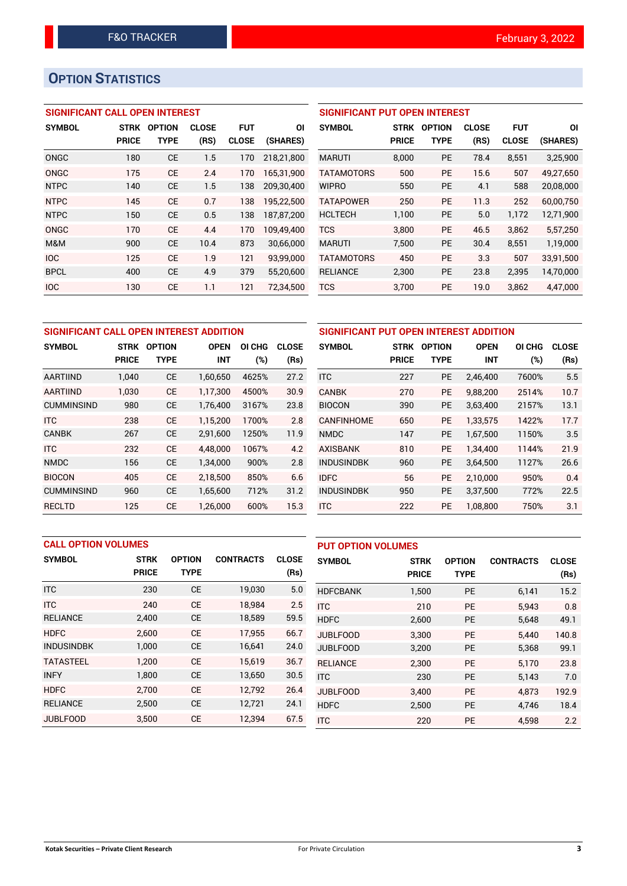## OPTION STATISTICS

### SIGNIFICANT CALL OPEN INTEREST

| SYMBOL | STRK PRICE | OPTION TYPE | CLOSE (RS) | FUT CLOSE | OI (SHARES) |
|---|---|---|---|---|---|
| ONGC | 180 | CE | 1.5 | 170 | 218,21,800 |
| ONGC | 175 | CE | 2.4 | 170 | 165,31,900 |
| NTPC | 140 | CE | 1.5 | 138 | 209,30,400 |
| NTPC | 145 | CE | 0.7 | 138 | 195,22,500 |
| NTPC | 150 | CE | 0.5 | 138 | 187,87,200 |
| ONGC | 170 | CE | 4.4 | 170 | 109,49,400 |
| M&M | 900 | CE | 10.4 | 873 | 30,66,000 |
| IOC | 125 | CE | 1.9 | 121 | 93,99,000 |
| BPCL | 400 | CE | 4.9 | 379 | 55,20,600 |
| IOC | 130 | CE | 1.1 | 121 | 72,34,500 |

### SIGNIFICANT PUT OPEN INTEREST

| SYMBOL | STRK PRICE | OPTION TYPE | CLOSE (RS) | FUT CLOSE | OI (SHARES) |
|---|---|---|---|---|---|
| MARUTI | 8,000 | PE | 78.4 | 8,551 | 3,25,900 |
| TATAMOTORS | 500 | PE | 15.6 | 507 | 49,27,650 |
| WIPRO | 550 | PE | 4.1 | 588 | 20,08,000 |
| TATAPOWER | 250 | PE | 11.3 | 252 | 60,00,750 |
| HCLTECH | 1,100 | PE | 5.0 | 1,172 | 12,71,900 |
| TCS | 3,800 | PE | 46.5 | 3,862 | 5,57,250 |
| MARUTI | 7,500 | PE | 30.4 | 8,551 | 1,19,000 |
| TATAMOTORS | 450 | PE | 3.3 | 507 | 33,91,500 |
| RELIANCE | 2,300 | PE | 23.8 | 2,395 | 14,70,000 |
| TCS | 3,700 | PE | 19.0 | 3,862 | 4,47,000 |

### SIGNIFICANT CALL OPEN INTEREST ADDITION

| SYMBOL | STRK PRICE | OPTION TYPE | OPEN INT | OI CHG (%) | CLOSE (Rs) |
|---|---|---|---|---|---|
| AARTIIND | 1,040 | CE | 1,60,650 | 4625% | 27.2 |
| AARTIIND | 1,030 | CE | 1,17,300 | 4500% | 30.9 |
| CUMMINSIND | 980 | CE | 1,76,400 | 3167% | 23.8 |
| ITC | 238 | CE | 1,15,200 | 1700% | 2.8 |
| CANBK | 267 | CE | 2,91,600 | 1250% | 11.9 |
| ITC | 232 | CE | 4,48,000 | 1067% | 4.2 |
| NMDC | 156 | CE | 1,34,000 | 900% | 2.8 |
| BIOCON | 405 | CE | 2,18,500 | 850% | 6.6 |
| CUMMINSIND | 960 | CE | 1,65,600 | 712% | 31.2 |
| RECLTD | 125 | CE | 1,26,000 | 600% | 15.3 |

### SIGNIFICANT PUT OPEN INTEREST ADDITION

| SYMBOL | STRK PRICE | OPTION TYPE | OPEN INT | OI CHG (%) | CLOSE (Rs) |
|---|---|---|---|---|---|
| ITC | 227 | PE | 2,46,400 | 7600% | 5.5 |
| CANBK | 270 | PE | 9,88,200 | 2514% | 10.7 |
| BIOCON | 390 | PE | 3,63,400 | 2157% | 13.1 |
| CANFINHOME | 650 | PE | 1,33,575 | 1422% | 17.7 |
| NMDC | 147 | PE | 1,67,500 | 1150% | 3.5 |
| AXISBANK | 810 | PE | 1,34,400 | 1144% | 21.9 |
| INDUSINDBK | 960 | PE | 3,64,500 | 1127% | 26.6 |
| IDFC | 56 | PE | 2,10,000 | 950% | 0.4 |
| INDUSINDBK | 950 | PE | 3,37,500 | 772% | 22.5 |
| ITC | 222 | PE | 1,08,800 | 750% | 3.1 |

### CALL OPTION VOLUMES

| SYMBOL | STRK PRICE | OPTION TYPE | CONTRACTS | CLOSE (Rs) |
|---|---|---|---|---|
| ITC | 230 | CE | 19,030 | 5.0 |
| ITC | 240 | CE | 18,984 | 2.5 |
| RELIANCE | 2,400 | CE | 18,589 | 59.5 |
| HDFC | 2,600 | CE | 17,955 | 66.7 |
| INDUSINDBK | 1,000 | CE | 16,641 | 24.0 |
| TATASTEEL | 1,200 | CE | 15,619 | 36.7 |
| INFY | 1,800 | CE | 13,650 | 30.5 |
| HDFC | 2,700 | CE | 12,792 | 26.4 |
| RELIANCE | 2,500 | CE | 12,721 | 24.1 |
| JUBLFOOD | 3,500 | CE | 12,394 | 67.5 |

### PUT OPTION VOLUMES

| SYMBOL | STRK PRICE | OPTION TYPE | CONTRACTS | CLOSE (Rs) |
|---|---|---|---|---|
| HDFCBANK | 1,500 | PE | 6,141 | 15.2 |
| ITC | 210 | PE | 5,943 | 0.8 |
| HDFC | 2,600 | PE | 5,648 | 49.1 |
| JUBLFOOD | 3,300 | PE | 5,440 | 140.8 |
| JUBLFOOD | 3,200 | PE | 5,368 | 99.1 |
| RELIANCE | 2,300 | PE | 5,170 | 23.8 |
| ITC | 230 | PE | 5,143 | 7.0 |
| JUBLFOOD | 3,400 | PE | 4,873 | 192.9 |
| HDFC | 2,500 | PE | 4,746 | 18.4 |
| ITC | 220 | PE | 4,598 | 2.2 |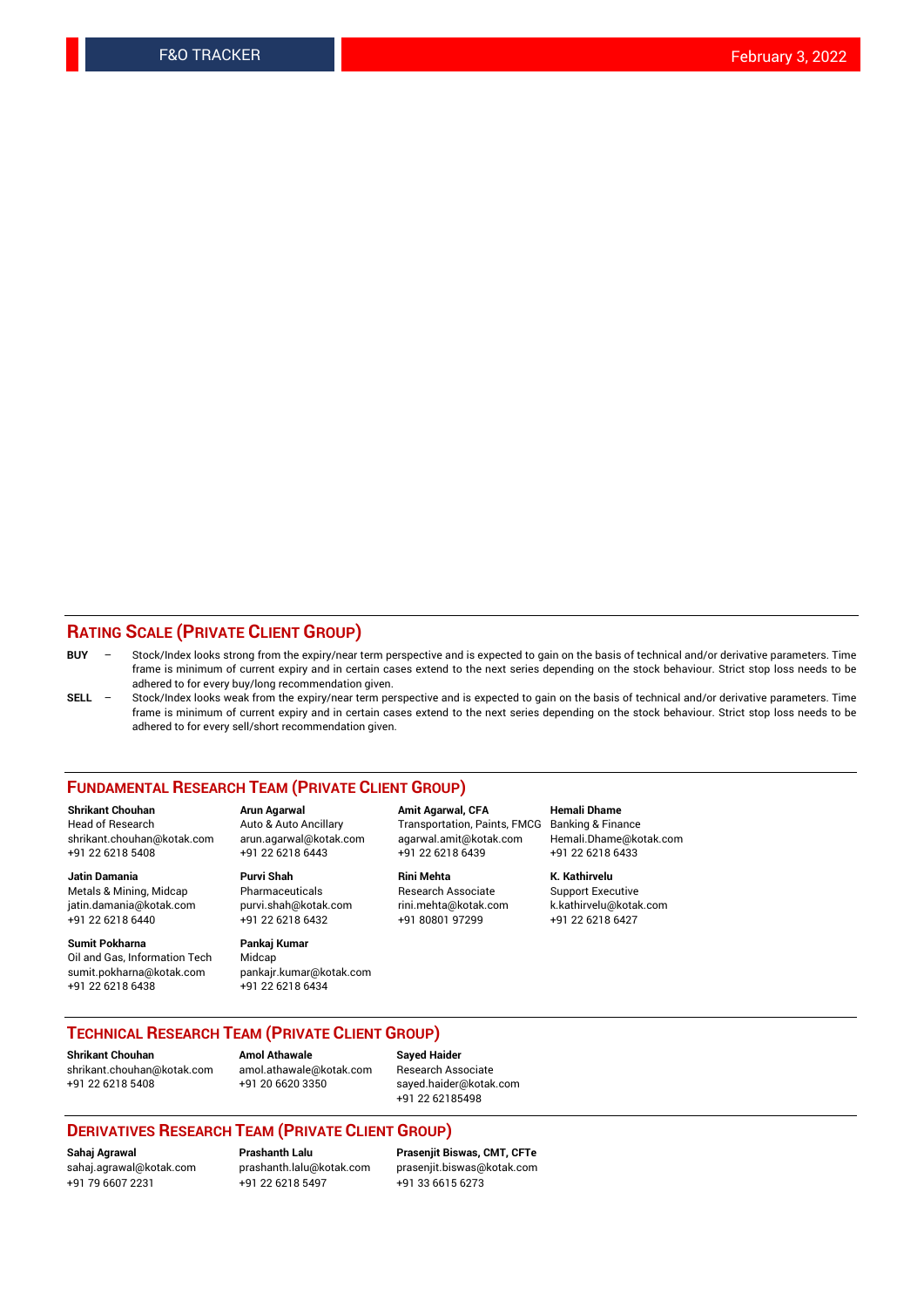## RATING SCALE (PRIVATE CLIENT GROUP)

**BUY** – Stock/Index looks strong from the expiry/near term perspective and is expected to gain on the basis of technical and/or derivative parameters. Time frame is minimum of current expiry and in certain cases extend to the next series depending on the stock behaviour. Strict stop loss needs to be adhered to for every buy/long recommendation given.

**SELL** – Stock/Index looks weak from the expiry/near term perspective and is expected to gain on the basis of technical and/or derivative parameters. Time frame is minimum of current expiry and in certain cases extend to the next series depending on the stock behaviour. Strict stop loss needs to be adhered to for every sell/short recommendation given.

## FUNDAMENTAL RESEARCH TEAM (PRIVATE CLIENT GROUP)

**Shrikant Chouhan**
Head of Research
shrikant.chouhan@kotak.com
+91 22 6218 5408

**Arun Agarwal**
Auto & Auto Ancillary
arun.agarwal@kotak.com
+91 22 6218 6443

**Amit Agarwal, CFA**
Transportation, Paints, FMCG
agarwal.amit@kotak.com
+91 22 6218 6439

**Hemali Dhame**
Banking & Finance
Hemali.Dhame@kotak.com
+91 22 6218 6433

**Jatin Damania**
Metals & Mining, Midcap
jatin.damania@kotak.com
+91 22 6218 6440

**Purvi Shah**
Pharmaceuticals
purvi.shah@kotak.com
+91 22 6218 6432

**Rini Mehta**
Research Associate
rini.mehta@kotak.com
+91 80801 97299

**K. Kathirvelu**
Support Executive
k.kathirvelu@kotak.com
+91 22 6218 6427

**Sumit Pokharna**
Oil and Gas, Information Tech
sumit.pokharna@kotak.com
+91 22 6218 6438

**Pankaj Kumar**
Midcap
pankajr.kumar@kotak.com
+91 22 6218 6434

## TECHNICAL RESEARCH TEAM (PRIVATE CLIENT GROUP)

**Shrikant Chouhan**
shrikant.chouhan@kotak.com
+91 22 6218 5408

**Amol Athawale**
amol.athawale@kotak.com
+91 20 6620 3350

**Sayed Haider**
Research Associate
sayed.haider@kotak.com
+91 22 62185498

## DERIVATIVES RESEARCH TEAM (PRIVATE CLIENT GROUP)

**Sahaj Agrawal**
sahaj.agrawal@kotak.com
+91 79 6607 2231

**Prashanth Lalu**
prashanth.lalu@kotak.com
+91 22 6218 5497

**Prasenjit Biswas, CMT, CFTe**
prasenjit.biswas@kotak.com
+91 33 6615 6273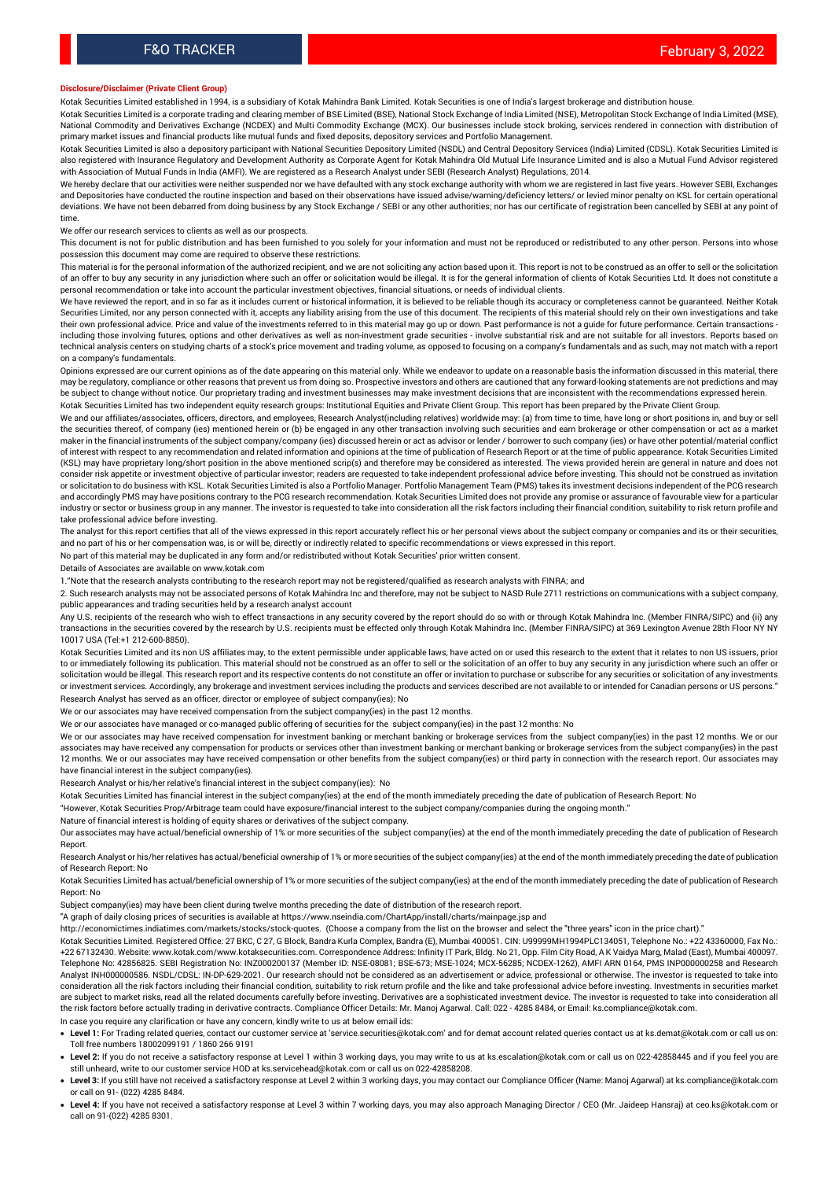**Disclosure/Disclaimer (Private Client Group)**

Kotak Securities Limited established in 1994, is a subsidiary of Kotak Mahindra Bank Limited. Kotak Securities is one of India's largest brokerage and distribution house.

Kotak Securities Limited is a corporate trading and clearing member of BSE Limited (BSE), National Stock Exchange of India Limited (NSE), Metropolitan Stock Exchange of India Limited (MSE), National Commodity and Derivatives Exchange (NCDEX) and Multi Commodity Exchange (MCX). Our businesses include stock broking, services rendered in connection with distribution of primary market issues and financial products like mutual funds and fixed deposits, depository services and Portfolio Management.

Kotak Securities Limited is also a depository participant with National Securities Depository Limited (NSDL) and Central Depository Services (India) Limited (CDSL). Kotak Securities Limited is also registered with Insurance Regulatory and Development Authority as Corporate Agent for Kotak Mahindra Old Mutual Life Insurance Limited and is also a Mutual Fund Advisor registered with Association of Mutual Funds in India (AMFI). We are registered as a Research Analyst under SEBI (Research Analyst) Regulations, 2014.

We hereby declare that our activities were neither suspended nor we have defaulted with any stock exchange authority with whom we are registered in last five years. However SEBI, Exchanges and Depositories have conducted the routine inspection and based on their observations have issued advise/warning/deficiency letters/ or levied minor penalty on KSL for certain operational deviations. We have not been debarred from doing business by any Stock Exchange / SEBI or any other authorities; nor has our certificate of registration been cancelled by SEBI at any point of time.

We offer our research services to clients as well as our prospects.

This document is not for public distribution and has been furnished to you solely for your information and must not be reproduced or redistributed to any other person. Persons into whose possession this document may come are required to observe these restrictions.

This material is for the personal information of the authorized recipient, and we are not soliciting any action based upon it. This report is not to be construed as an offer to sell or the solicitation of an offer to buy any security in any jurisdiction where such an offer or solicitation would be illegal. It is for the general information of clients of Kotak Securities Ltd. It does not constitute a personal recommendation or take into account the particular investment objectives, financial situations, or needs of individual clients.

We have reviewed the report, and in so far as it includes current or historical information, it is believed to be reliable though its accuracy or completeness cannot be guaranteed. Neither Kotak Securities Limited, nor any person connected with it, accepts any liability arising from the use of this document. The recipients of this material should rely on their own investigations and take their own professional advice. Price and value of the investments referred to in this material may go up or down. Past performance is not a guide for future performance. Certain transactions - including those involving futures, options and other derivatives as well as non-investment grade securities - involve substantial risk and are not suitable for all investors. Reports based on technical analysis centers on studying charts of a stock's price movement and trading volume, as opposed to focusing on a company's fundamentals and as such, may not match with a report on a company's fundamentals.

Opinions expressed are our current opinions as of the date appearing on this material only. While we endeavor to update on a reasonable basis the information discussed in this material, there may be regulatory, compliance or other reasons that prevent us from doing so. Prospective investors and others are cautioned that any forward-looking statements are not predictions and may be subject to change without notice. Our proprietary trading and investment businesses may make investment decisions that are inconsistent with the recommendations expressed herein.

Kotak Securities Limited has two independent equity research groups: Institutional Equities and Private Client Group. This report has been prepared by the Private Client Group.

We and our affiliates/associates, officers, directors, and employees, Research Analyst(including relatives) worldwide may: (a) from time to time, have long or short positions in, and buy or sell the securities thereof, of company (ies) mentioned herein or (b) be engaged in any other transaction involving such securities and earn brokerage or other compensation or act as a market maker in the financial instruments of the subject company/company (ies) discussed herein or act as advisor or lender / borrower to such company (ies) or have other potential/material conflict of interest with respect to any recommendation and related information and opinions at the time of publication of Research Report or at the time of public appearance. Kotak Securities Limited (KSL) may have proprietary long/short position in the above mentioned scrip(s) and therefore may be considered as interested. The views provided herein are general in nature and does not consider risk appetite or investment objective of particular investor; readers are requested to take independent professional advice before investing. This should not be construed as invitation or solicitation to do business with KSL. Kotak Securities Limited is also a Portfolio Manager. Portfolio Management Team (PMS) takes its investment decisions independent of the PCG research and accordingly PMS may have positions contrary to the PCG research recommendation. Kotak Securities Limited does not provide any promise or assurance of favourable view for a particular industry or sector or business group in any manner. The investor is requested to take into consideration all the risk factors including their financial condition, suitability to risk return profile and take professional advice before investing.

The analyst for this report certifies that all of the views expressed in this report accurately reflect his or her personal views about the subject company or companies and its or their securities, and no part of his or her compensation was, is or will be, directly or indirectly related to specific recommendations or views expressed in this report.

No part of this material may be duplicated in any form and/or redistributed without Kotak Securities' prior written consent.

Details of Associates are available on www.kotak.com

1."Note that the research analysts contributing to the research report may not be registered/qualified as research analysts with FINRA; and

2. Such research analysts may not be associated persons of Kotak Mahindra Inc and therefore, may not be subject to NASD Rule 2711 restrictions on communications with a subject company, public appearances and trading securities held by a research analyst account

Any U.S. recipients of the research who wish to effect transactions in any security covered by the report should do so with or through Kotak Mahindra Inc. (Member FINRA/SIPC) and (ii) any transactions in the securities covered by the research by U.S. recipients must be effected only through Kotak Mahindra Inc. (Member FINRA/SIPC) at 369 Lexington Avenue 28th Floor NY NY 10017 USA (Tel:+1 212-600-8850).

Kotak Securities Limited and its non US affiliates may, to the extent permissible under applicable laws, have acted on or used this research to the extent that it relates to non US issuers, prior to or immediately following its publication. This material should not be construed as an offer to sell or the solicitation of an offer to buy any security in any jurisdiction where such an offer or solicitation would be illegal. This research report and its respective contents do not constitute an offer or invitation to purchase or subscribe for any securities or solicitation of any investments or investment services. Accordingly, any brokerage and investment services including the products and services described are not available to or intended for Canadian persons or US persons."

Research Analyst has served as an officer, director or employee of subject company(ies): No

We or our associates may have received compensation from the subject company(ies) in the past 12 months.

We or our associates have managed or co-managed public offering of securities for the subject company(ies) in the past 12 months: No

We or our associates may have received compensation for investment banking or merchant banking or brokerage services from the subject company(ies) in the past 12 months. We or our associates may have received any compensation for products or services other than investment banking or merchant banking or brokerage services from the subject company(ies) in the past 12 months. We or our associates may have received compensation or other benefits from the subject company(ies) or third party in connection with the research report. Our associates may have financial interest in the subject company(ies).

Research Analyst or his/her relative's financial interest in the subject company(ies): No

Kotak Securities Limited has financial interest in the subject company(ies) at the end of the month immediately preceding the date of publication of Research Report: No

"However, Kotak Securities Prop/Arbitrage team could have exposure/financial interest to the subject company/companies during the ongoing month."

Nature of financial interest is holding of equity shares or derivatives of the subject company.

Our associates may have actual/beneficial ownership of 1% or more securities of the subject company(ies) at the end of the month immediately preceding the date of publication of Research Report.

Research Analyst or his/her relatives has actual/beneficial ownership of 1% or more securities of the subject company(ies) at the end of the month immediately preceding the date of publication of Research Report: No

Kotak Securities Limited has actual/beneficial ownership of 1% or more securities of the subject company(ies) at the end of the month immediately preceding the date of publication of Research Report: No

Subject company(ies) may have been client during twelve months preceding the date of distribution of the research report.

"A graph of daily closing prices of securities is available at https://www.nseindia.com/ChartApp/install/charts/mainpage.jsp and

http://economictimes.indiatimes.com/markets/stocks/stock-quotes. (Choose a company from the list on the browser and select the "three years" icon in the price chart)."

Kotak Securities Limited. Registered Office: 27 BKC, C 27, G Block, Bandra Kurla Complex, Bandra (E), Mumbai 400051. CIN: U99999MH1994PLC134051, Telephone No.: +22 43360000, Fax No.: +22 67132430. Website: www.kotak.com/www.kotaksecurities.com. Correspondence Address: Infinity IT Park, Bldg. No 21, Opp. Film City Road, A K Vaidya Marg, Malad (East), Mumbai 400097. Telephone No: 42856825. SEBI Registration No: INZ000200137 (Member ID: NSE-08081; BSE-673; MSE-1024; MCX-56285; NCDEX-1262), AMFI ARN 0164, PMS INP000000258 and Research Analyst INH000000586. NSDL/CDSL: IN-DP-629-2021. Our research should not be considered as an advertisement or advice, professional or otherwise. The investor is requested to take into consideration all the risk factors including their financial condition, suitability to risk return profile and the like and take professional advice before investing. Investments in securities market are subject to market risks, read all the related documents carefully before investing. Derivatives are a sophisticated investment device. The investor is requested to take into consideration all the risk factors before actually trading in derivative contracts. Compliance Officer Details: Mr. Manoj Agarwal. Call: 022 - 4285 8484, or Email: ks.compliance@kotak.com.

In case you require any clarification or have any concern, kindly write to us at below email ids:

- **Level 1:** For Trading related queries, contact our customer service at 'service.securities@kotak.com' and for demat account related queries contact us at ks.demat@kotak.com or call us on: Toll free numbers 18002099191 / 1860 266 9191
- **Level 2:** If you do not receive a satisfactory response at Level 1 within 3 working days, you may write to us at ks.escalation@kotak.com or call us on 022-42858445 and if you feel you are still unheard, write to our customer service HOD at ks.servicehead@kotak.com or call us on 022-42858208.
- **Level 3:** If you still have not received a satisfactory response at Level 2 within 3 working days, you may contact our Compliance Officer (Name: Manoj Agarwal) at ks.compliance@kotak.com or call on 91- (022) 4285 8484.
- **Level 4:** If you have not received a satisfactory response at Level 3 within 7 working days, you may also approach Managing Director / CEO (Mr. Jaideep Hansraj) at ceo.ks@kotak.com or call on 91-(022) 4285 8301.